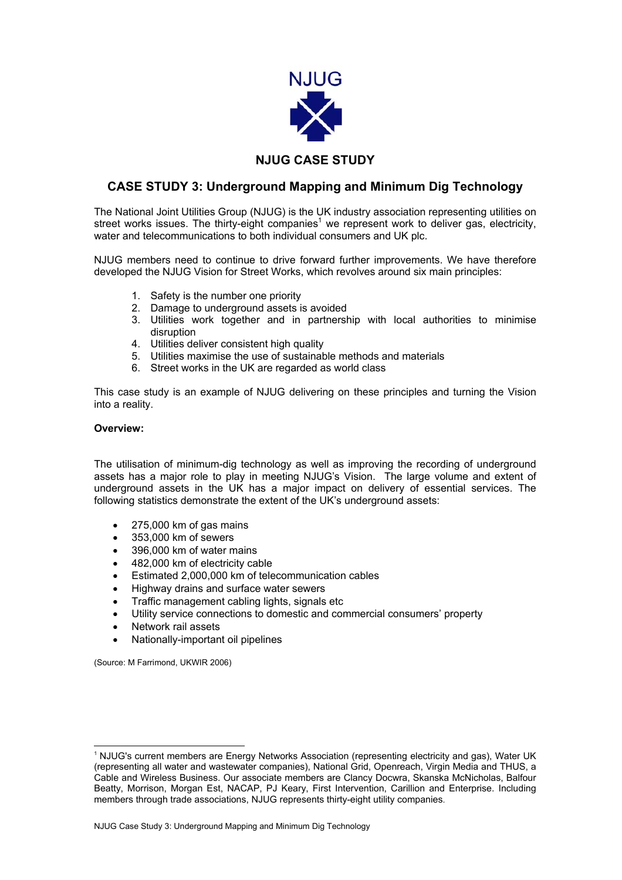NJUG

# NJUG CASE STUDY

## CASE STUDY 3: Underground Mapping and Minimum Dig Technology

The National Joint Utilities Group (NJUG) is the UK industry association representing utilities on street works issues. The thirty-eight companies[1] we represent work to deliver gas, electricity, water and telecommunications to both individual consumers and UK plc.

NJUG members need to continue to drive forward further improvements. We have therefore developed the NJUG Vision for Street Works, which revolves around six main principles:

1. Safety is the number one priority
2. Damage to underground assets is avoided
3. Utilities work together and in partnership with local authorities to minimise disruption
4. Utilities deliver consistent high quality
5. Utilities maximise the use of sustainable methods and materials
6. Street works in the UK are regarded as world class

This case study is an example of NJUG delivering on these principles and turning the Vision into a reality.

**Overview:**

The utilisation of minimum-dig technology as well as improving the recording of underground assets has a major role to play in meeting NJUG's Vision. The large volume and extent of underground assets in the UK has a major impact on delivery of essential services. The following statistics demonstrate the extent of the UK's underground assets:

- 275,000 km of gas mains
- 353,000 km of sewers
- 396,000 km of water mains
- 482,000 km of electricity cable
- Estimated 2,000,000 km of telecommunication cables
- Highway drains and surface water sewers
- Traffic management cabling lights, signals etc
- Utility service connections to domestic and commercial consumers' property
- Network rail assets
- Nationally-important oil pipelines

(Source: M Farrimond, UKWIR 2006)

[1] NJUG's current members are Energy Networks Association (representing electricity and gas), Water UK (representing all water and wastewater companies), National Grid, Openreach, Virgin Media and THUS, a Cable and Wireless Business. Our associate members are Clancy Docwra, Skanska McNicholas, Balfour Beatty, Morrison, Morgan Est, NACAP, PJ Keary, First Intervention, Carillion and Enterprise. Including members through trade associations, NJUG represents thirty-eight utility companies.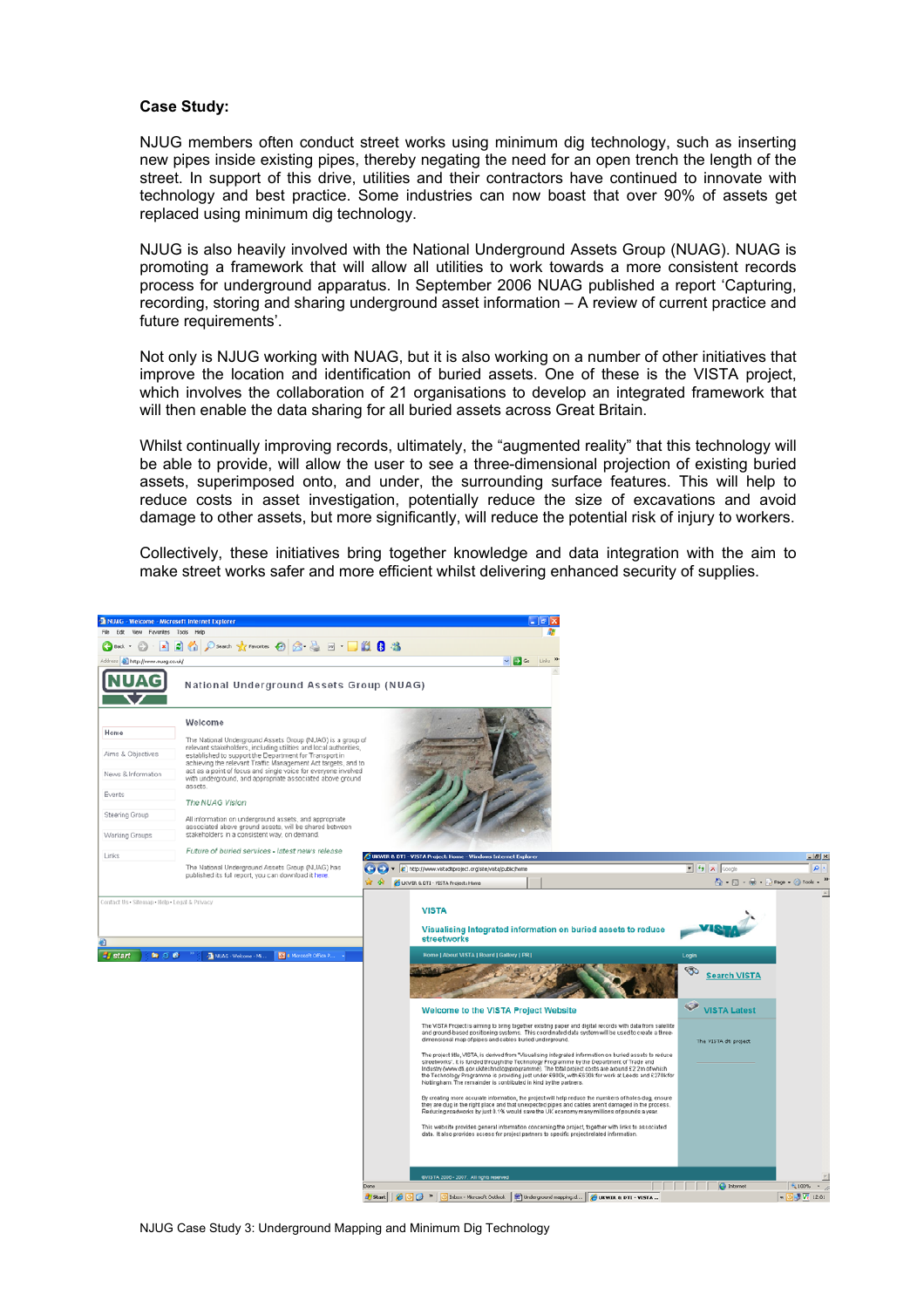**Case Study:**

NJUG members often conduct street works using minimum dig technology, such as inserting new pipes inside existing pipes, thereby negating the need for an open trench the length of the street. In support of this drive, utilities and their contractors have continued to innovate with technology and best practice. Some industries can now boast that over 90% of assets get replaced using minimum dig technology.

NJUG is also heavily involved with the National Underground Assets Group (NUAG). NUAG is promoting a framework that will allow all utilities to work towards a more consistent records process for underground apparatus. In September 2006 NUAG published a report 'Capturing, recording, storing and sharing underground asset information – A review of current practice and future requirements'.

Not only is NJUG working with NUAG, but it is also working on a number of other initiatives that improve the location and identification of buried assets. One of these is the VISTA project, which involves the collaboration of 21 organisations to develop an integrated framework that will then enable the data sharing for all buried assets across Great Britain.

Whilst continually improving records, ultimately, the "augmented reality" that this technology will be able to provide, will allow the user to see a three-dimensional projection of existing buried assets, superimposed onto, and under, the surrounding surface features. This will help to reduce costs in asset investigation, potentially reduce the size of excavations and avoid damage to other assets, but more significantly, will reduce the potential risk of injury to workers.

Collectively, these initiatives bring together knowledge and data integration with the aim to make street works safer and more efficient whilst delivering enhanced security of supplies.